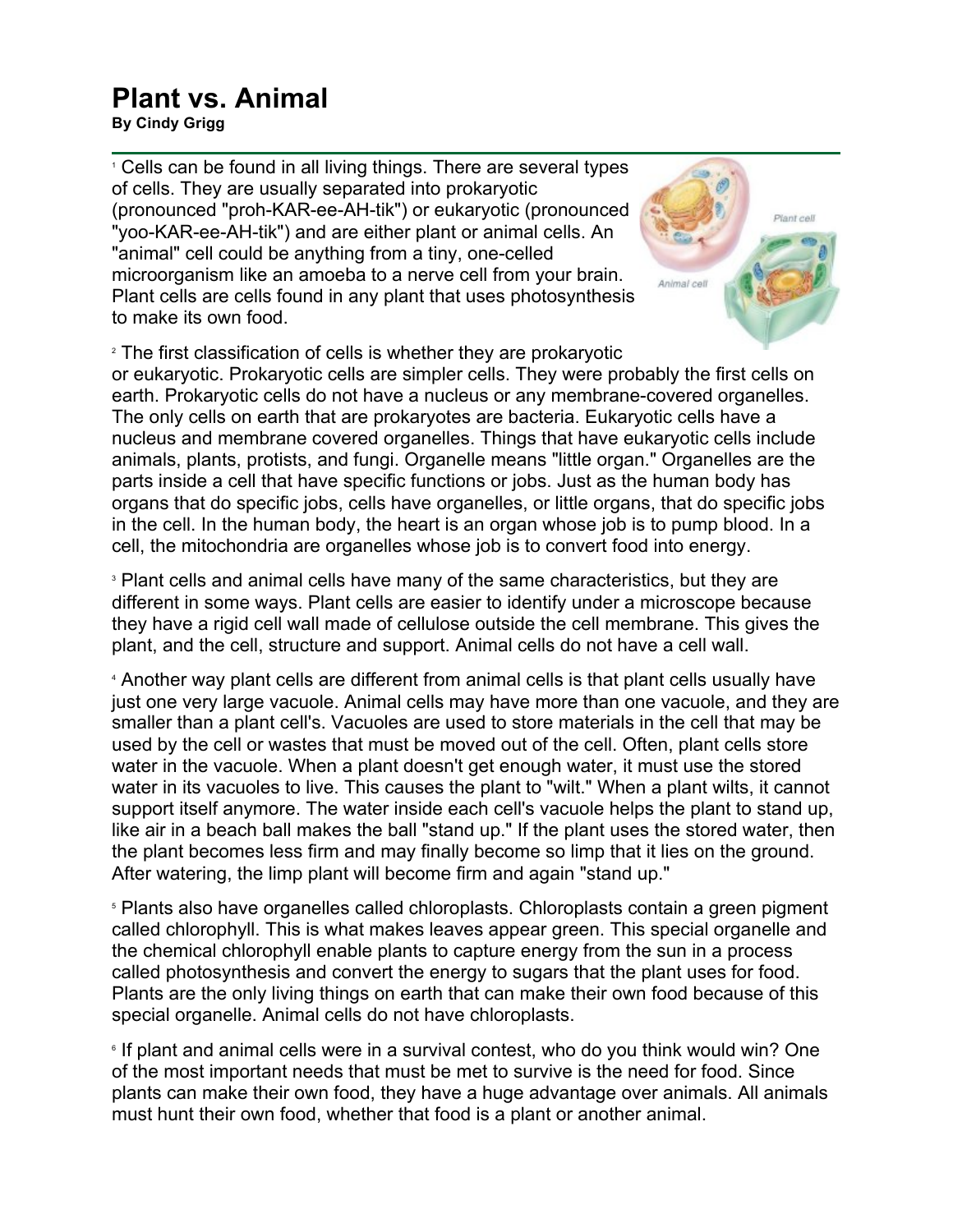# Plant vs. Animal

**By Cindy Grigg**

[1] Cells can be found in all living things. There are several types of cells. They are usually separated into prokaryotic (pronounced "proh-KAR-ee-AH-tik") or eukaryotic (pronounced "yoo-KAR-ee-AH-tik") and are either plant or animal cells. An "animal" cell could be anything from a tiny, one-celled microorganism like an amoeba to a nerve cell from your brain. Plant cells are cells found in any plant that uses photosynthesis to make its own food.

[2] The first classification of cells is whether they are prokaryotic or eukaryotic. Prokaryotic cells are simpler cells. They were probably the first cells on earth. Prokaryotic cells do not have a nucleus or any membrane-covered organelles. The only cells on earth that are prokaryotes are bacteria. Eukaryotic cells have a nucleus and membrane covered organelles. Things that have eukaryotic cells include animals, plants, protists, and fungi. Organelle means "little organ." Organelles are the parts inside a cell that have specific functions or jobs. Just as the human body has organs that do specific jobs, cells have organelles, or little organs, that do specific jobs in the cell. In the human body, the heart is an organ whose job is to pump blood. In a cell, the mitochondria are organelles whose job is to convert food into energy.

[3] Plant cells and animal cells have many of the same characteristics, but they are different in some ways. Plant cells are easier to identify under a microscope because they have a rigid cell wall made of cellulose outside the cell membrane. This gives the plant, and the cell, structure and support. Animal cells do not have a cell wall.

[4] Another way plant cells are different from animal cells is that plant cells usually have just one very large vacuole. Animal cells may have more than one vacuole, and they are smaller than a plant cell's. Vacuoles are used to store materials in the cell that may be used by the cell or wastes that must be moved out of the cell. Often, plant cells store water in the vacuole. When a plant doesn't get enough water, it must use the stored water in its vacuoles to live. This causes the plant to "wilt." When a plant wilts, it cannot support itself anymore. The water inside each cell's vacuole helps the plant to stand up, like air in a beach ball makes the ball "stand up." If the plant uses the stored water, then the plant becomes less firm and may finally become so limp that it lies on the ground. After watering, the limp plant will become firm and again "stand up."

[5] Plants also have organelles called chloroplasts. Chloroplasts contain a green pigment called chlorophyll. This is what makes leaves appear green. This special organelle and the chemical chlorophyll enable plants to capture energy from the sun in a process called photosynthesis and convert the energy to sugars that the plant uses for food. Plants are the only living things on earth that can make their own food because of this special organelle. Animal cells do not have chloroplasts.

[6] If plant and animal cells were in a survival contest, who do you think would win? One of the most important needs that must be met to survive is the need for food. Since plants can make their own food, they have a huge advantage over animals. All animals must hunt their own food, whether that food is a plant or another animal.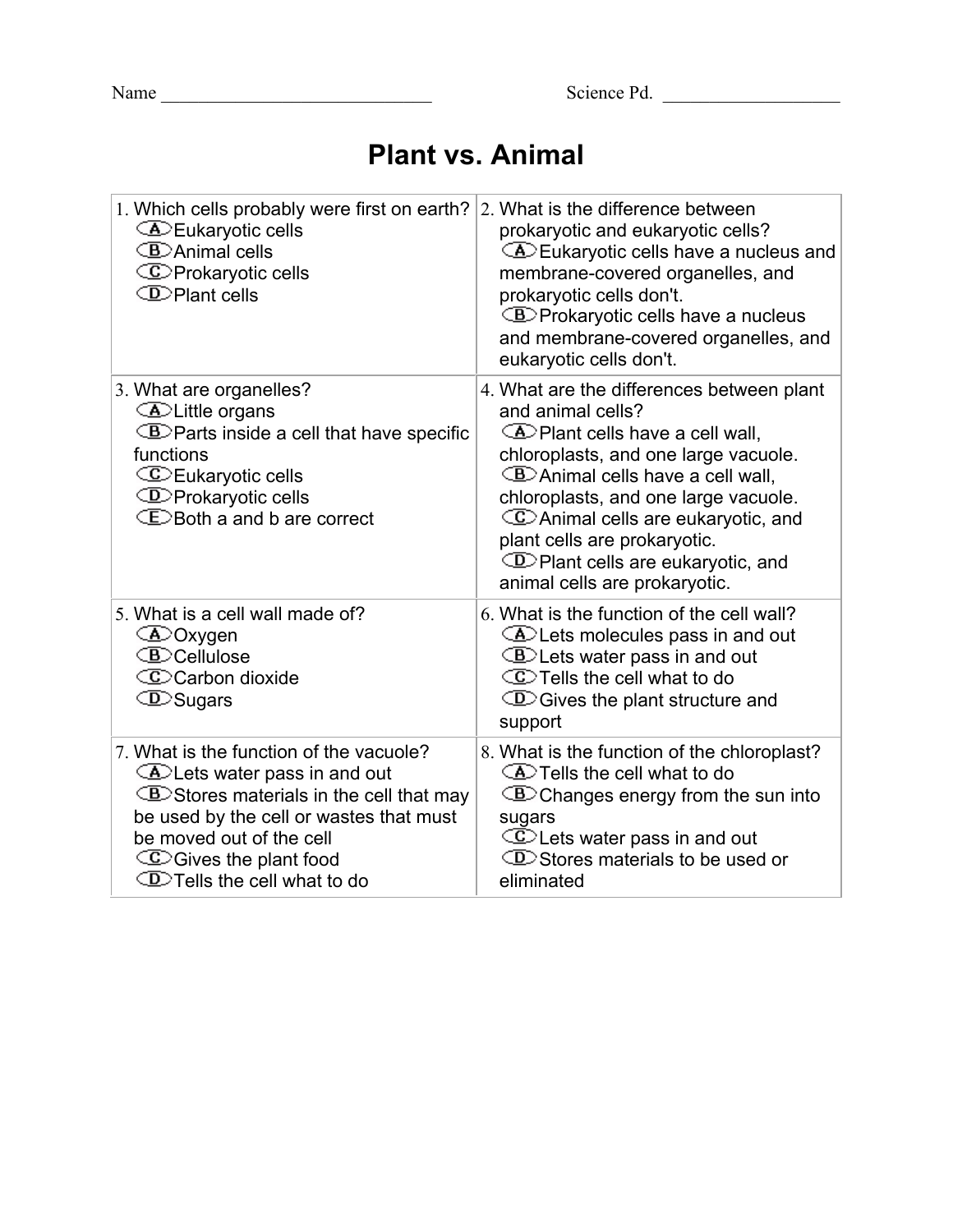Name _____________________________ Science Pd. ___________________

# Plant vs. Animal

1. Which cells probably were first on earth?
   - (A) Eukaryotic cells
   - (B) Animal cells
   - (C) Prokaryotic cells
   - (D) Plant cells

2. What is the difference between prokaryotic and eukaryotic cells?
   - (A) Eukaryotic cells have a nucleus and membrane-covered organelles, and prokaryotic cells don't.
   - (B) Prokaryotic cells have a nucleus and membrane-covered organelles, and eukaryotic cells don't.

3. What are organelles?
   - (A) Little organs
   - (B) Parts inside a cell that have specific functions
   - (C) Eukaryotic cells
   - (D) Prokaryotic cells
   - (E) Both a and b are correct

4. What are the differences between plant and animal cells?
   - (A) Plant cells have a cell wall, chloroplasts, and one large vacuole.
   - (B) Animal cells have a cell wall, chloroplasts, and one large vacuole.
   - (C) Animal cells are eukaryotic, and plant cells are prokaryotic.
   - (D) Plant cells are eukaryotic, and animal cells are prokaryotic.

5. What is a cell wall made of?
   - (A) Oxygen
   - (B) Cellulose
   - (C) Carbon dioxide
   - (D) Sugars

6. What is the function of the cell wall?
   - (A) Lets molecules pass in and out
   - (B) Lets water pass in and out
   - (C) Tells the cell what to do
   - (D) Gives the plant structure and support

7. What is the function of the vacuole?
   - (A) Lets water pass in and out
   - (B) Stores materials in the cell that may be used by the cell or wastes that must be moved out of the cell
   - (C) Gives the plant food
   - (D) Tells the cell what to do

8. What is the function of the chloroplast?
   - (A) Tells the cell what to do
   - (B) Changes energy from the sun into sugars
   - (C) Lets water pass in and out
   - (D) Stores materials to be used or eliminated